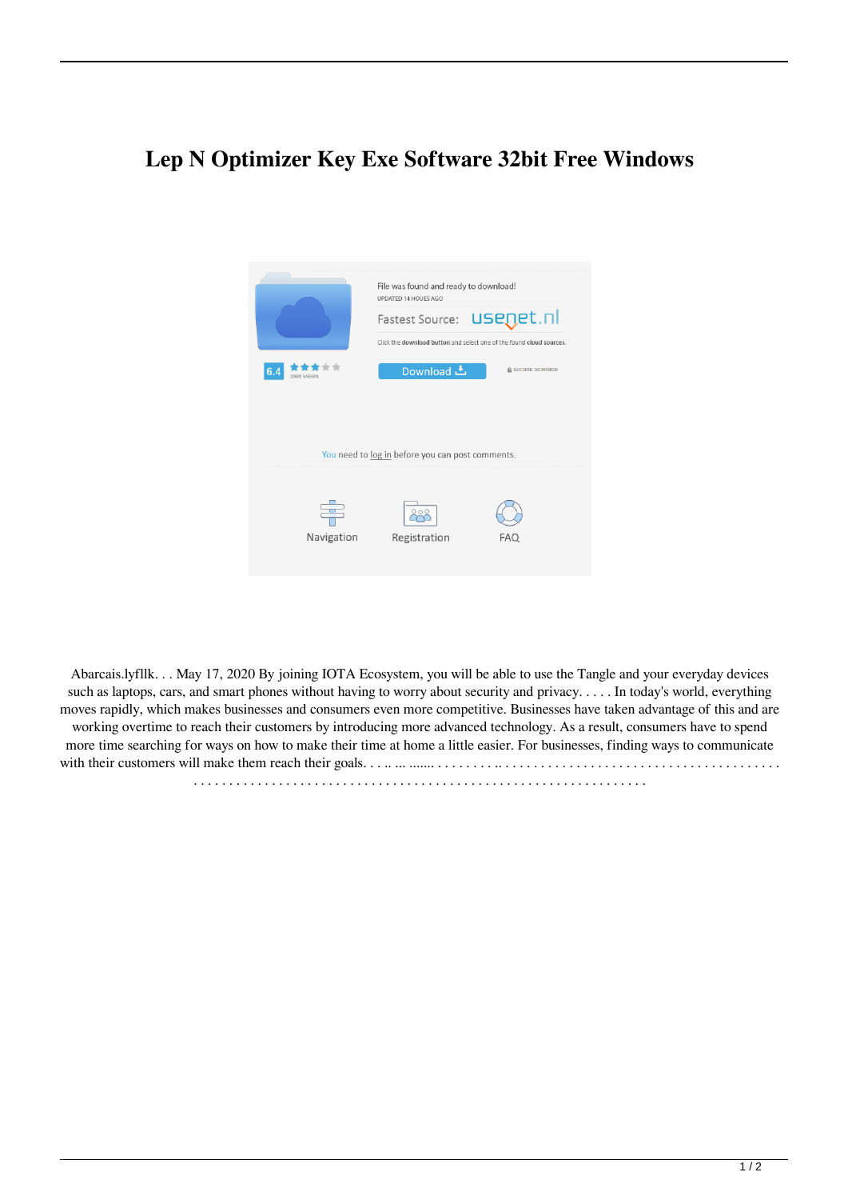# Lep N Optimizer Key Exe Software 32bit Free Windows

File was found and ready to download!
UPDATED 14 HOURS AGO

Fastest Source: usenet.nl

Click the download button and select one of the found cloud sources.

6.4 2866 views

Download

SECURE SCANNED

You need to log in before you can post comments.

Navigation Registration FAQ

Abarcais.lyfllk. . . May 17, 2020 By joining IOTA Ecosystem, you will be able to use the Tangle and your everyday devices such as laptops, cars, and smart phones without having to worry about security and privacy. . . . . In today's world, everything moves rapidly, which makes businesses and consumers even more competitive. Businesses have taken advantage of this and are working overtime to reach their customers by introducing more advanced technology. As a result, consumers have to spend more time searching for ways on how to make their time at home a little easier. For businesses, finding ways to communicate with their customers will make them reach their goals. . . .. ... ....... . . . . . . . . .. . . . . . . . . . . . . . . . . . . . . . . . . . . . . . . . . . . . . . . . . . . . . . . . . . . . . . . . . . . . . . . . . . . . . . . . . . . . . . . . . . . . . . . . . . . . . . . . . . . . . . . . . . . . . . . . . . . . . .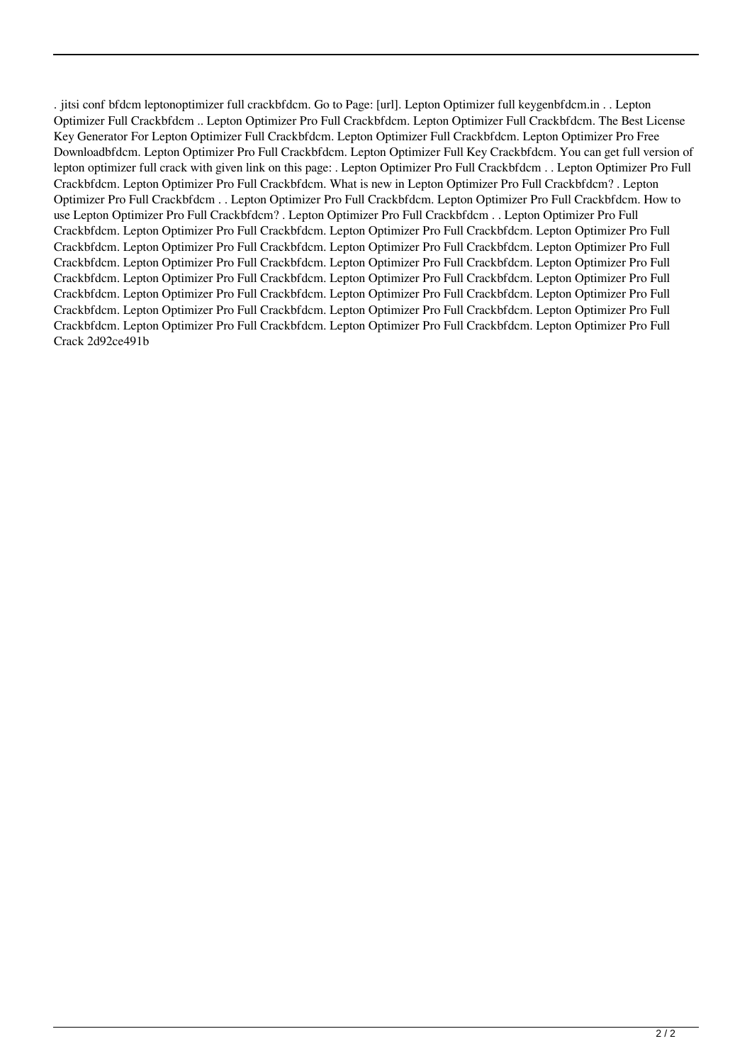. jitsi conf bfdcm leptonoptimizer full crackbfdcm. Go to Page: [url]. Lepton Optimizer full keygenbfdcm.in . . Lepton Optimizer Full Crackbfdcm .. Lepton Optimizer Pro Full Crackbfdcm. Lepton Optimizer Full Crackbfdcm. The Best License Key Generator For Lepton Optimizer Full Crackbfdcm. Lepton Optimizer Full Crackbfdcm. Lepton Optimizer Pro Free Downloadbfdcm. Lepton Optimizer Pro Full Crackbfdcm. Lepton Optimizer Full Key Crackbfdcm. You can get full version of lepton optimizer full crack with given link on this page: . Lepton Optimizer Pro Full Crackbfdcm . . Lepton Optimizer Pro Full Crackbfdcm. Lepton Optimizer Pro Full Crackbfdcm. What is new in Lepton Optimizer Pro Full Crackbfdcm? . Lepton Optimizer Pro Full Crackbfdcm . . Lepton Optimizer Pro Full Crackbfdcm. Lepton Optimizer Pro Full Crackbfdcm. How to use Lepton Optimizer Pro Full Crackbfdcm? . Lepton Optimizer Pro Full Crackbfdcm . . Lepton Optimizer Pro Full Crackbfdcm. Lepton Optimizer Pro Full Crackbfdcm. Lepton Optimizer Pro Full Crackbfdcm. Lepton Optimizer Pro Full Crackbfdcm. Lepton Optimizer Pro Full Crackbfdcm. Lepton Optimizer Pro Full Crackbfdcm. Lepton Optimizer Pro Full Crackbfdcm. Lepton Optimizer Pro Full Crackbfdcm. Lepton Optimizer Pro Full Crackbfdcm. Lepton Optimizer Pro Full Crackbfdcm. Lepton Optimizer Pro Full Crackbfdcm. Lepton Optimizer Pro Full Crackbfdcm. Lepton Optimizer Pro Full Crackbfdcm. Lepton Optimizer Pro Full Crackbfdcm. Lepton Optimizer Pro Full Crackbfdcm. Lepton Optimizer Pro Full Crackbfdcm. Lepton Optimizer Pro Full Crackbfdcm. Lepton Optimizer Pro Full Crackbfdcm. Lepton Optimizer Pro Full Crackbfdcm. Lepton Optimizer Pro Full Crackbfdcm. Lepton Optimizer Pro Full Crackbfdcm. Lepton Optimizer Pro Full Crackbfdcm. Lepton Optimizer Pro Full Crackbfdcm. Lepton Optimizer Pro Full Crackbfdcm. Lepton Optimizer Pro Full Crackbfdcm. Lepton Optimizer Pro Full Crack 2d92ce491b